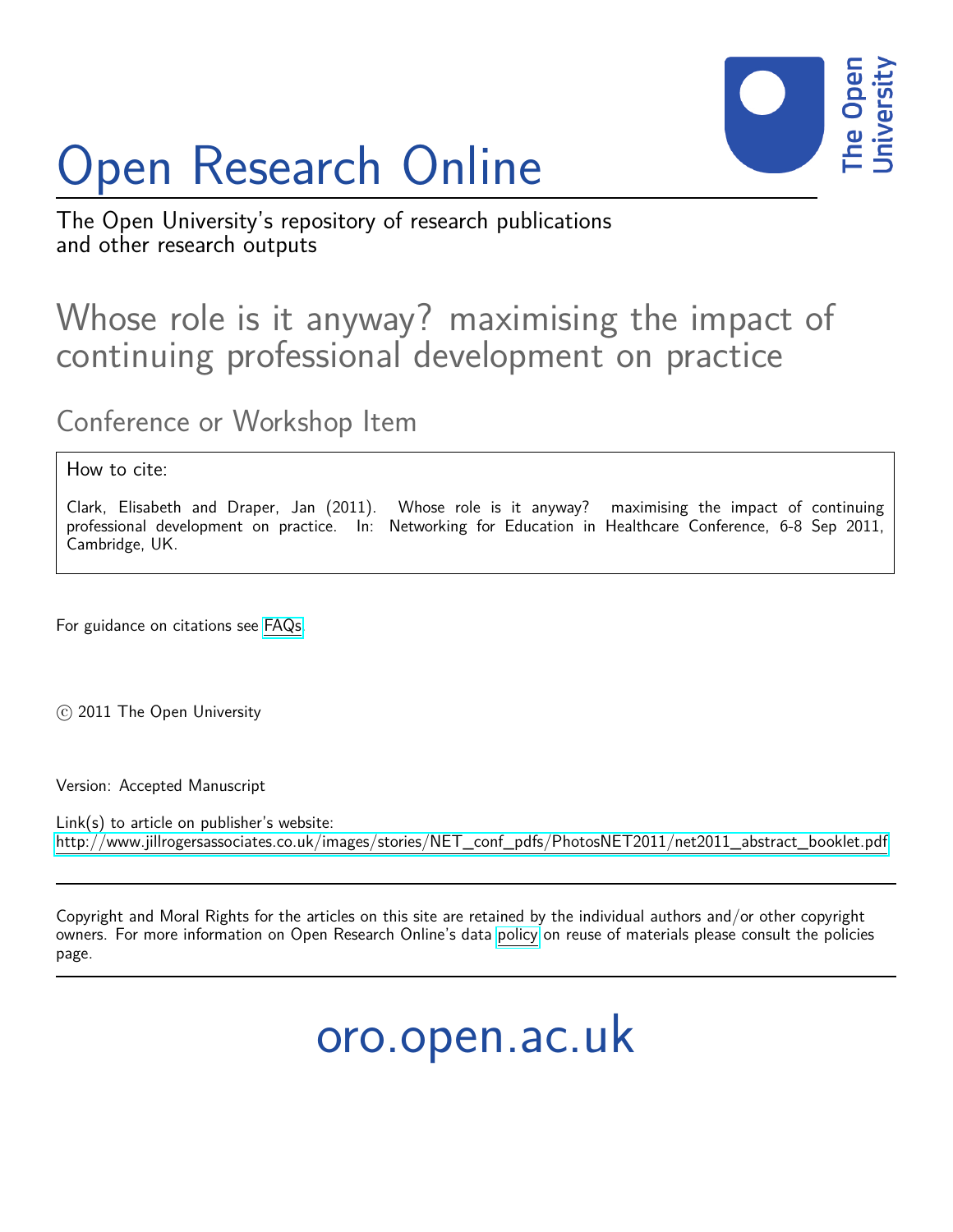# Open Research Online

The Open University's repository of research publications and other research outputs

## Whose role is it anyway? maximising the impact of continuing professional development on practice

### Conference or Workshop Item

How to cite:

Clark, Elisabeth and Draper, Jan (2011). Whose role is it anyway? maximising the impact of continuing professional development on practice. In: Networking for Education in Healthcare Conference, 6-8 Sep 2011, Cambridge, UK.

For guidance on citations see FAQs.

© 2011 The Open University

Version: Accepted Manuscript

Link(s) to article on publisher's website:
http://www.jillrogersassociates.co.uk/images/stories/NET_conf_pdfs/PhotosNET2011/net2011_abstract_booklet.pdf

Copyright and Moral Rights for the articles on this site are retained by the individual authors and/or other copyright owners. For more information on Open Research Online's data policy on reuse of materials please consult the policies page.

oro.open.ac.uk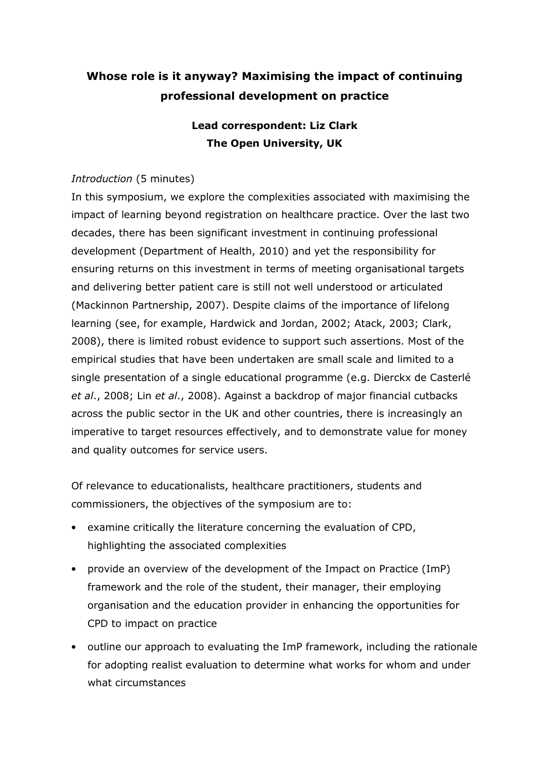# Whose role is it anyway? Maximising the impact of continuing professional development on practice

**Lead correspondent: Liz Clark**
**The Open University, UK**

*Introduction* (5 minutes)

In this symposium, we explore the complexities associated with maximising the impact of learning beyond registration on healthcare practice. Over the last two decades, there has been significant investment in continuing professional development (Department of Health, 2010) and yet the responsibility for ensuring returns on this investment in terms of meeting organisational targets and delivering better patient care is still not well understood or articulated (Mackinnon Partnership, 2007). Despite claims of the importance of lifelong learning (see, for example, Hardwick and Jordan, 2002; Atack, 2003; Clark, 2008), there is limited robust evidence to support such assertions. Most of the empirical studies that have been undertaken are small scale and limited to a single presentation of a single educational programme (e.g. Dierckx de Casterlé *et al*., 2008; Lin *et al*., 2008). Against a backdrop of major financial cutbacks across the public sector in the UK and other countries, there is increasingly an imperative to target resources effectively, and to demonstrate value for money and quality outcomes for service users.

Of relevance to educationalists, healthcare practitioners, students and commissioners, the objectives of the symposium are to:

- examine critically the literature concerning the evaluation of CPD, highlighting the associated complexities
- provide an overview of the development of the Impact on Practice (ImP) framework and the role of the student, their manager, their employing organisation and the education provider in enhancing the opportunities for CPD to impact on practice
- outline our approach to evaluating the ImP framework, including the rationale for adopting realist evaluation to determine what works for whom and under what circumstances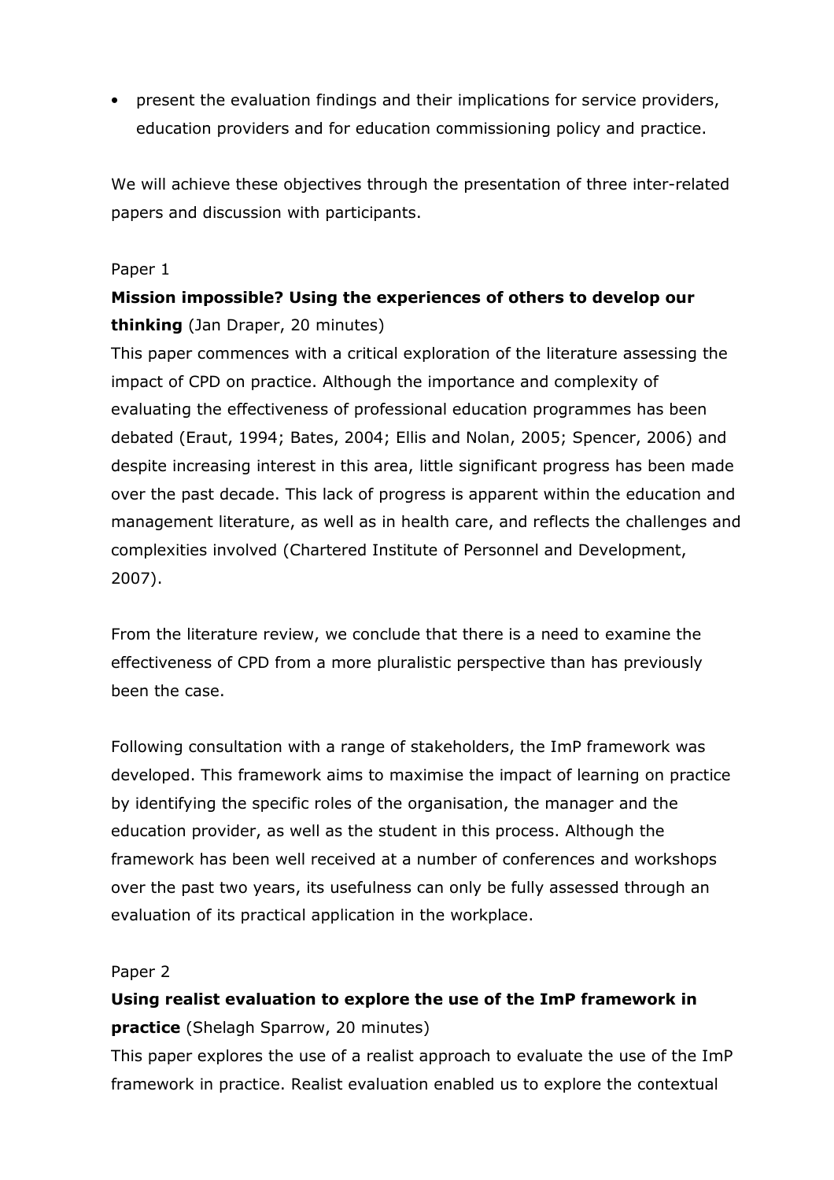- present the evaluation findings and their implications for service providers, education providers and for education commissioning policy and practice.

We will achieve these objectives through the presentation of three inter-related papers and discussion with participants.

Paper 1

**Mission impossible? Using the experiences of others to develop our thinking** (Jan Draper, 20 minutes)

This paper commences with a critical exploration of the literature assessing the impact of CPD on practice. Although the importance and complexity of evaluating the effectiveness of professional education programmes has been debated (Eraut, 1994; Bates, 2004; Ellis and Nolan, 2005; Spencer, 2006) and despite increasing interest in this area, little significant progress has been made over the past decade. This lack of progress is apparent within the education and management literature, as well as in health care, and reflects the challenges and complexities involved (Chartered Institute of Personnel and Development, 2007).

From the literature review, we conclude that there is a need to examine the effectiveness of CPD from a more pluralistic perspective than has previously been the case.

Following consultation with a range of stakeholders, the ImP framework was developed. This framework aims to maximise the impact of learning on practice by identifying the specific roles of the organisation, the manager and the education provider, as well as the student in this process. Although the framework has been well received at a number of conferences and workshops over the past two years, its usefulness can only be fully assessed through an evaluation of its practical application in the workplace.

Paper 2

**Using realist evaluation to explore the use of the ImP framework in practice** (Shelagh Sparrow, 20 minutes)

This paper explores the use of a realist approach to evaluate the use of the ImP framework in practice. Realist evaluation enabled us to explore the contextual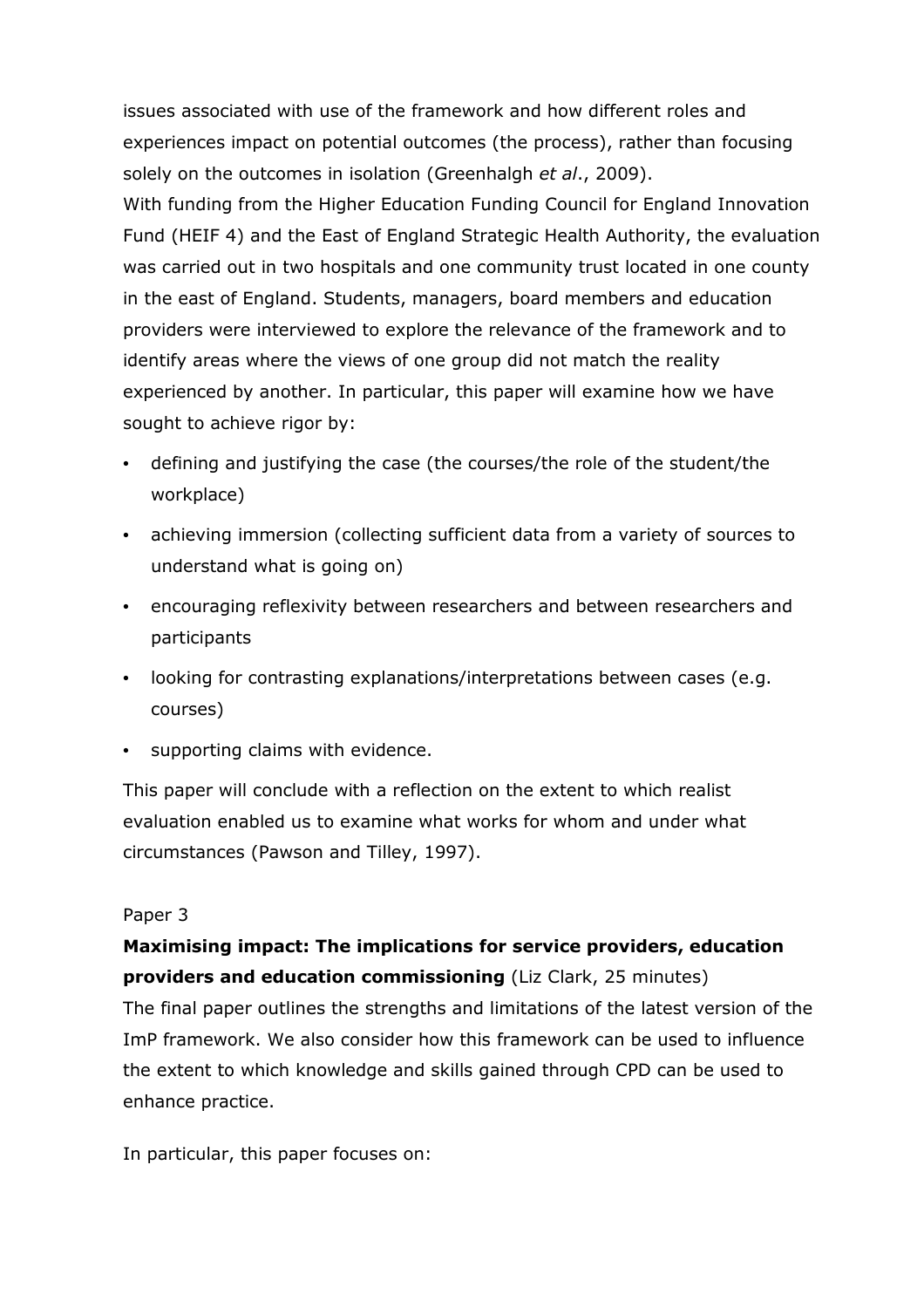issues associated with use of the framework and how different roles and experiences impact on potential outcomes (the process), rather than focusing solely on the outcomes in isolation (Greenhalgh *et al*., 2009).
With funding from the Higher Education Funding Council for England Innovation Fund (HEIF 4) and the East of England Strategic Health Authority, the evaluation was carried out in two hospitals and one community trust located in one county in the east of England. Students, managers, board members and education providers were interviewed to explore the relevance of the framework and to identify areas where the views of one group did not match the reality experienced by another. In particular, this paper will examine how we have sought to achieve rigor by:

- defining and justifying the case (the courses/the role of the student/the workplace)
- achieving immersion (collecting sufficient data from a variety of sources to understand what is going on)
- encouraging reflexivity between researchers and between researchers and participants
- looking for contrasting explanations/interpretations between cases (e.g. courses)
- supporting claims with evidence.

This paper will conclude with a reflection on the extent to which realist evaluation enabled us to examine what works for whom and under what circumstances (Pawson and Tilley, 1997).

Paper 3

**Maximising impact: The implications for service providers, education providers and education commissioning** (Liz Clark, 25 minutes)
The final paper outlines the strengths and limitations of the latest version of the ImP framework. We also consider how this framework can be used to influence the extent to which knowledge and skills gained through CPD can be used to enhance practice.

In particular, this paper focuses on: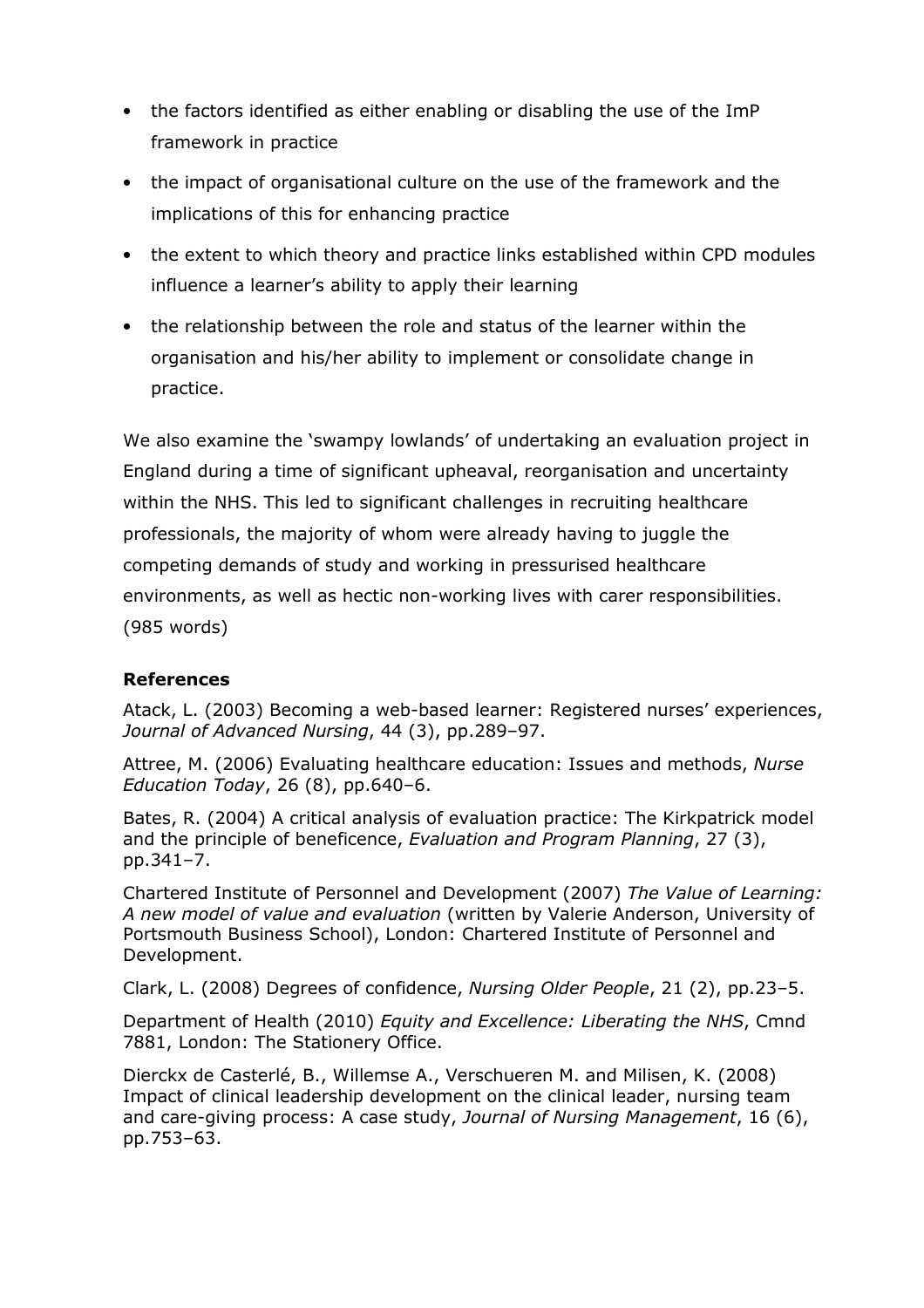- the factors identified as either enabling or disabling the use of the ImP framework in practice
- the impact of organisational culture on the use of the framework and the implications of this for enhancing practice
- the extent to which theory and practice links established within CPD modules influence a learner's ability to apply their learning
- the relationship between the role and status of the learner within the organisation and his/her ability to implement or consolidate change in practice.

We also examine the 'swampy lowlands' of undertaking an evaluation project in England during a time of significant upheaval, reorganisation and uncertainty within the NHS. This led to significant challenges in recruiting healthcare professionals, the majority of whom were already having to juggle the competing demands of study and working in pressurised healthcare environments, as well as hectic non-working lives with carer responsibilities. (985 words)

### References

Atack, L. (2003) Becoming a web-based learner: Registered nurses' experiences, *Journal of Advanced Nursing*, 44 (3), pp.289–97.

Attree, M. (2006) Evaluating healthcare education: Issues and methods, *Nurse Education Today*, 26 (8), pp.640–6.

Bates, R. (2004) A critical analysis of evaluation practice: The Kirkpatrick model and the principle of beneficence, *Evaluation and Program Planning*, 27 (3), pp.341–7.

Chartered Institute of Personnel and Development (2007) *The Value of Learning: A new model of value and evaluation* (written by Valerie Anderson, University of Portsmouth Business School), London: Chartered Institute of Personnel and Development.

Clark, L. (2008) Degrees of confidence, *Nursing Older People*, 21 (2), pp.23–5.

Department of Health (2010) *Equity and Excellence: Liberating the NHS*, Cmnd 7881, London: The Stationery Office.

Dierckx de Casterlé, B., Willemse A., Verschueren M. and Milisen, K. (2008) Impact of clinical leadership development on the clinical leader, nursing team and care-giving process: A case study, *Journal of Nursing Management*, 16 (6), pp.753–63.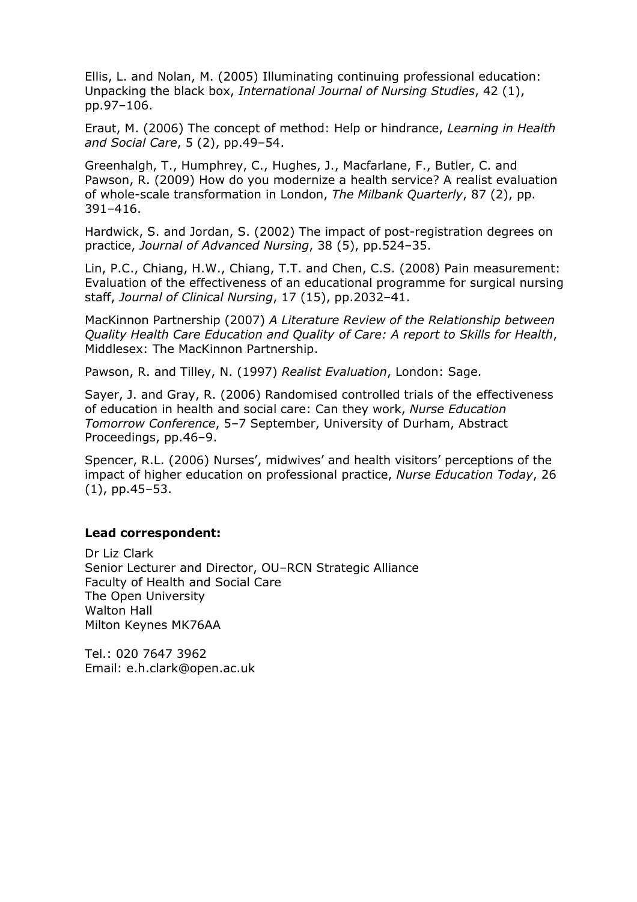Ellis, L. and Nolan, M. (2005) Illuminating continuing professional education: Unpacking the black box, *International Journal of Nursing Studies*, 42 (1), pp.97–106.

Eraut, M. (2006) The concept of method: Help or hindrance, *Learning in Health and Social Care*, 5 (2), pp.49–54.

Greenhalgh, T., Humphrey, C., Hughes, J., Macfarlane, F., Butler, C. and Pawson, R. (2009) How do you modernize a health service? A realist evaluation of whole-scale transformation in London, *The Milbank Quarterly*, 87 (2), pp. 391–416.

Hardwick, S. and Jordan, S. (2002) The impact of post-registration degrees on practice, *Journal of Advanced Nursing*, 38 (5), pp.524–35.

Lin, P.C., Chiang, H.W., Chiang, T.T. and Chen, C.S. (2008) Pain measurement: Evaluation of the effectiveness of an educational programme for surgical nursing staff, *Journal of Clinical Nursing*, 17 (15), pp.2032–41.

MacKinnon Partnership (2007) *A Literature Review of the Relationship between Quality Health Care Education and Quality of Care: A report to Skills for Health*, Middlesex: The MacKinnon Partnership.

Pawson, R. and Tilley, N. (1997) *Realist Evaluation*, London: Sage.

Sayer, J. and Gray, R. (2006) Randomised controlled trials of the effectiveness of education in health and social care: Can they work, *Nurse Education Tomorrow Conference*, 5–7 September, University of Durham, Abstract Proceedings, pp.46–9.

Spencer, R.L. (2006) Nurses', midwives' and health visitors' perceptions of the impact of higher education on professional practice, *Nurse Education Today*, 26 (1), pp.45–53.

**Lead correspondent:**

Dr Liz Clark
Senior Lecturer and Director, OU–RCN Strategic Alliance
Faculty of Health and Social Care
The Open University
Walton Hall
Milton Keynes MK76AA

Tel.: 020 7647 3962
Email: e.h.clark@open.ac.uk